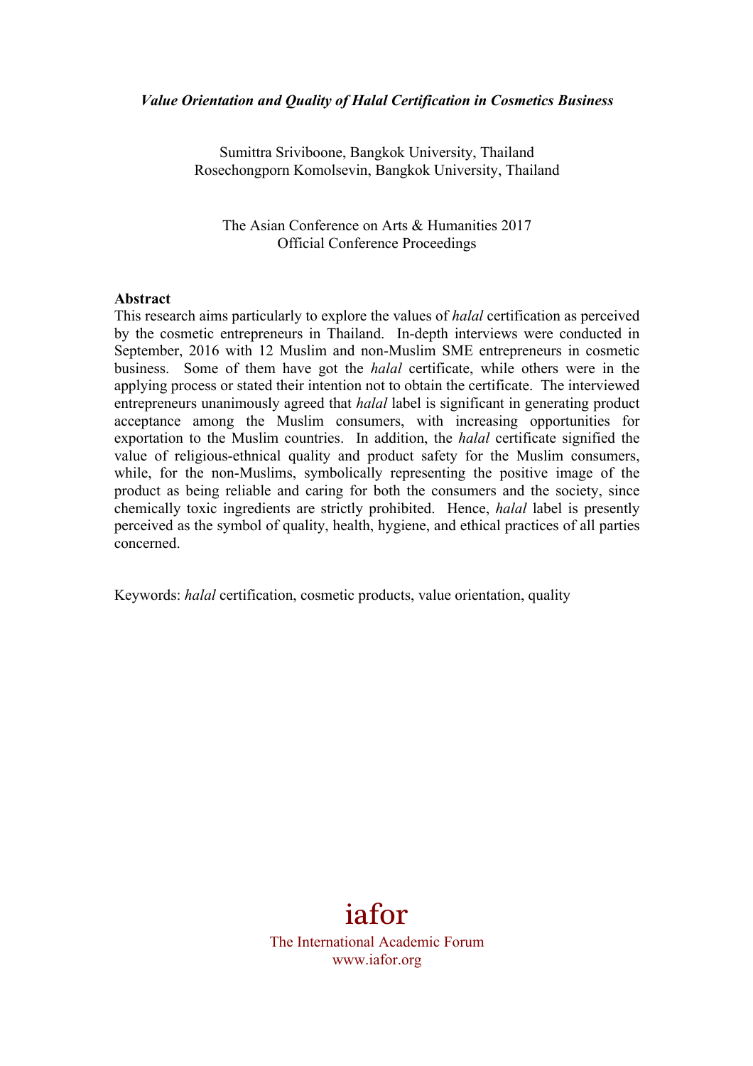***Value Orientation and Quality of Halal Certification in Cosmetics Business***

Sumittra Sriviboone, Bangkok University, Thailand
Rosechongporn Komolsevin, Bangkok University, Thailand

The Asian Conference on Arts & Humanities 2017
Official Conference Proceedings

**Abstract**

This research aims particularly to explore the values of *halal* certification as perceived by the cosmetic entrepreneurs in Thailand. In-depth interviews were conducted in September, 2016 with 12 Muslim and non-Muslim SME entrepreneurs in cosmetic business. Some of them have got the *halal* certificate, while others were in the applying process or stated their intention not to obtain the certificate. The interviewed entrepreneurs unanimously agreed that *halal* label is significant in generating product acceptance among the Muslim consumers, with increasing opportunities for exportation to the Muslim countries. In addition, the *halal* certificate signified the value of religious-ethnical quality and product safety for the Muslim consumers, while, for the non-Muslims, symbolically representing the positive image of the product as being reliable and caring for both the consumers and the society, since chemically toxic ingredients are strictly prohibited. Hence, *halal* label is presently perceived as the symbol of quality, health, hygiene, and ethical practices of all parties concerned.

Keywords: *halal* certification, cosmetic products, value orientation, quality

iafor
The International Academic Forum
www.iafor.org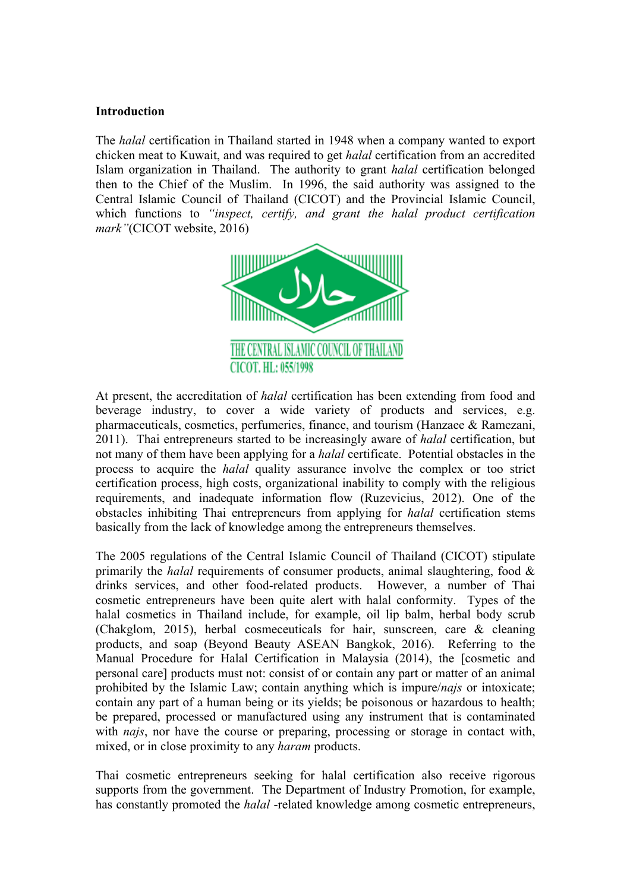**Introduction**

The *halal* certification in Thailand started in 1948 when a company wanted to export chicken meat to Kuwait, and was required to get *halal* certification from an accredited Islam organization in Thailand. The authority to grant *halal* certification belonged then to the Chief of the Muslim. In 1996, the said authority was assigned to the Central Islamic Council of Thailand (CICOT) and the Provincial Islamic Council, which functions to *"inspect, certify, and grant the halal product certification mark"*(CICOT website, 2016)

At present, the accreditation of *halal* certification has been extending from food and beverage industry, to cover a wide variety of products and services, e.g. pharmaceuticals, cosmetics, perfumeries, finance, and tourism (Hanzaee & Ramezani, 2011). Thai entrepreneurs started to be increasingly aware of *halal* certification, but not many of them have been applying for a *halal* certificate. Potential obstacles in the process to acquire the *halal* quality assurance involve the complex or too strict certification process, high costs, organizational inability to comply with the religious requirements, and inadequate information flow (Ruzevicius, 2012). One of the obstacles inhibiting Thai entrepreneurs from applying for *halal* certification stems basically from the lack of knowledge among the entrepreneurs themselves.

The 2005 regulations of the Central Islamic Council of Thailand (CICOT) stipulate primarily the *halal* requirements of consumer products, animal slaughtering, food & drinks services, and other food-related products. However, a number of Thai cosmetic entrepreneurs have been quite alert with halal conformity. Types of the halal cosmetics in Thailand include, for example, oil lip balm, herbal body scrub (Chakglom, 2015), herbal cosmeceuticals for hair, sunscreen, care & cleaning products, and soap (Beyond Beauty ASEAN Bangkok, 2016). Referring to the Manual Procedure for Halal Certification in Malaysia (2014), the [cosmetic and personal care] products must not: consist of or contain any part or matter of an animal prohibited by the Islamic Law; contain anything which is impure/*najs* or intoxicate; contain any part of a human being or its yields; be poisonous or hazardous to health; be prepared, processed or manufactured using any instrument that is contaminated with *najs*, nor have the course or preparing, processing or storage in contact with, mixed, or in close proximity to any *haram* products.

Thai cosmetic entrepreneurs seeking for halal certification also receive rigorous supports from the government. The Department of Industry Promotion, for example, has constantly promoted the *halal* -related knowledge among cosmetic entrepreneurs,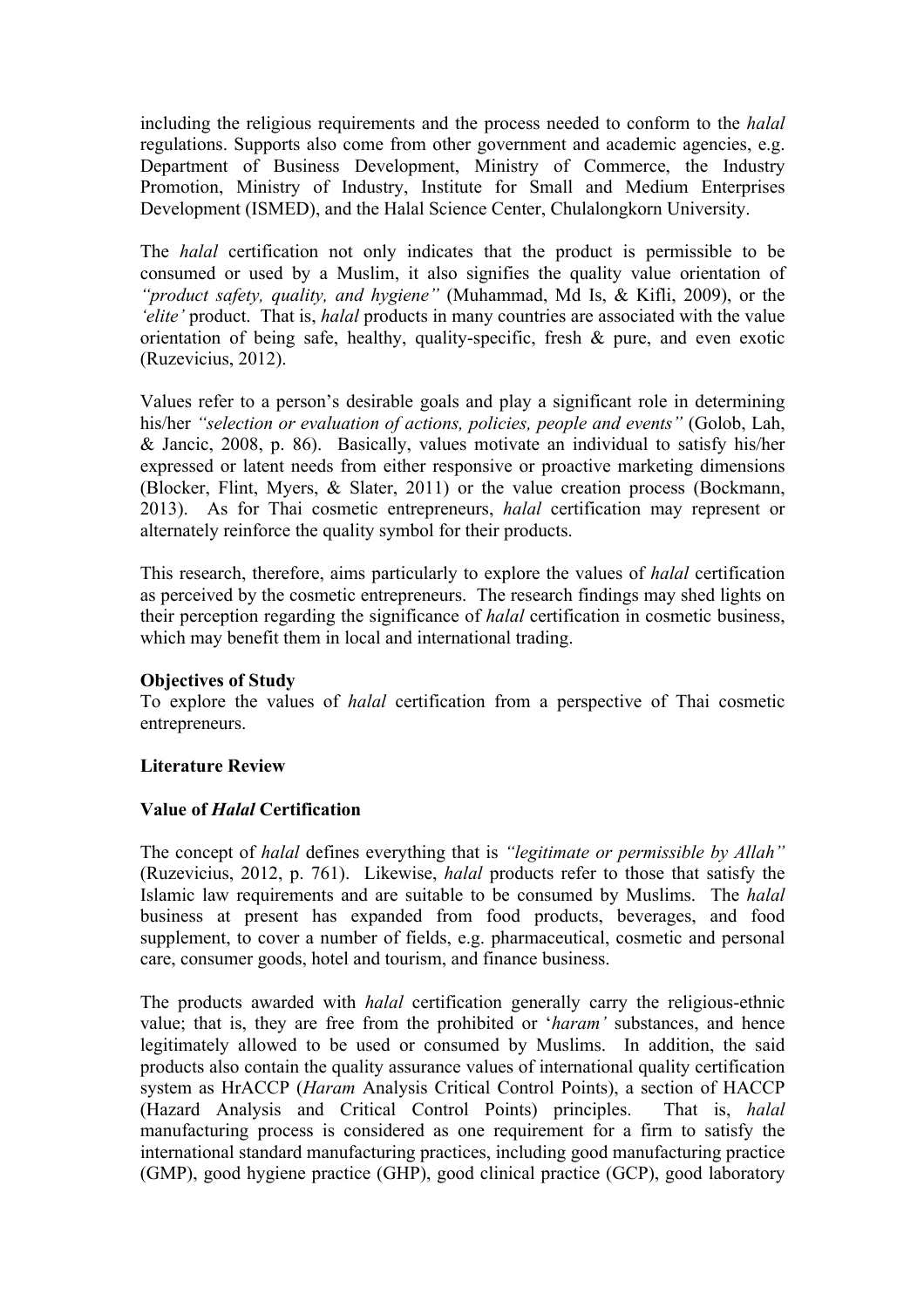including the religious requirements and the process needed to conform to the *halal* regulations. Supports also come from other government and academic agencies, e.g. Department of Business Development, Ministry of Commerce, the Industry Promotion, Ministry of Industry, Institute for Small and Medium Enterprises Development (ISMED), and the Halal Science Center, Chulalongkorn University.

The *halal* certification not only indicates that the product is permissible to be consumed or used by a Muslim, it also signifies the quality value orientation of *"product safety, quality, and hygiene"* (Muhammad, Md Is, & Kifli, 2009), or the *'elite'* product. That is, *halal* products in many countries are associated with the value orientation of being safe, healthy, quality-specific, fresh & pure, and even exotic (Ruzevicius, 2012).

Values refer to a person's desirable goals and play a significant role in determining his/her *"selection or evaluation of actions, policies, people and events"* (Golob, Lah, & Jancic, 2008, p. 86). Basically, values motivate an individual to satisfy his/her expressed or latent needs from either responsive or proactive marketing dimensions (Blocker, Flint, Myers, & Slater, 2011) or the value creation process (Bockmann, 2013). As for Thai cosmetic entrepreneurs, *halal* certification may represent or alternately reinforce the quality symbol for their products.

This research, therefore, aims particularly to explore the values of *halal* certification as perceived by the cosmetic entrepreneurs. The research findings may shed lights on their perception regarding the significance of *halal* certification in cosmetic business, which may benefit them in local and international trading.

**Objectives of Study**

To explore the values of *halal* certification from a perspective of Thai cosmetic entrepreneurs.

**Literature Review**

**Value of *Halal* Certification**

The concept of *halal* defines everything that is *"legitimate or permissible by Allah"* (Ruzevicius, 2012, p. 761). Likewise, *halal* products refer to those that satisfy the Islamic law requirements and are suitable to be consumed by Muslims. The *halal* business at present has expanded from food products, beverages, and food supplement, to cover a number of fields, e.g. pharmaceutical, cosmetic and personal care, consumer goods, hotel and tourism, and finance business.

The products awarded with *halal* certification generally carry the religious-ethnic value; that is, they are free from the prohibited or '*haram'* substances, and hence legitimately allowed to be used or consumed by Muslims. In addition, the said products also contain the quality assurance values of international quality certification system as HrACCP (*Haram* Analysis Critical Control Points), a section of HACCP (Hazard Analysis and Critical Control Points) principles. That is, *halal* manufacturing process is considered as one requirement for a firm to satisfy the international standard manufacturing practices, including good manufacturing practice (GMP), good hygiene practice (GHP), good clinical practice (GCP), good laboratory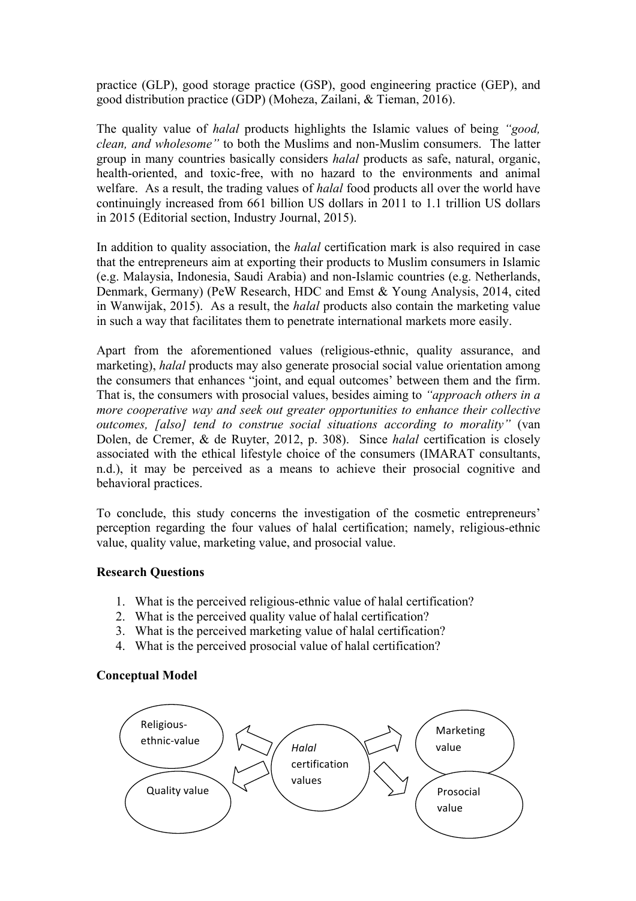practice (GLP), good storage practice (GSP), good engineering practice (GEP), and good distribution practice (GDP) (Moheza, Zailani, & Tieman, 2016).

The quality value of *halal* products highlights the Islamic values of being *"good, clean, and wholesome"* to both the Muslims and non-Muslim consumers. The latter group in many countries basically considers *halal* products as safe, natural, organic, health-oriented, and toxic-free, with no hazard to the environments and animal welfare. As a result, the trading values of *halal* food products all over the world have continuingly increased from 661 billion US dollars in 2011 to 1.1 trillion US dollars in 2015 (Editorial section, Industry Journal, 2015).

In addition to quality association, the *halal* certification mark is also required in case that the entrepreneurs aim at exporting their products to Muslim consumers in Islamic (e.g. Malaysia, Indonesia, Saudi Arabia) and non-Islamic countries (e.g. Netherlands, Denmark, Germany) (PeW Research, HDC and Emst & Young Analysis, 2014, cited in Wanwijak, 2015). As a result, the *halal* products also contain the marketing value in such a way that facilitates them to penetrate international markets more easily.

Apart from the aforementioned values (religious-ethnic, quality assurance, and marketing), *halal* products may also generate prosocial social value orientation among the consumers that enhances "joint, and equal outcomes' between them and the firm. That is, the consumers with prosocial values, besides aiming to *"approach others in a more cooperative way and seek out greater opportunities to enhance their collective outcomes, [also] tend to construe social situations according to morality"* (van Dolen, de Cremer, & de Ruyter, 2012, p. 308). Since *halal* certification is closely associated with the ethical lifestyle choice of the consumers (IMARAT consultants, n.d.), it may be perceived as a means to achieve their prosocial cognitive and behavioral practices.

To conclude, this study concerns the investigation of the cosmetic entrepreneurs' perception regarding the four values of halal certification; namely, religious-ethnic value, quality value, marketing value, and prosocial value.

**Research Questions**

1. What is the perceived religious-ethnic value of halal certification?
2. What is the perceived quality value of halal certification?
3. What is the perceived marketing value of halal certification?
4. What is the perceived prosocial value of halal certification?

**Conceptual Model**

Religious-ethnic-value

Quality value

*Halal* certification values

Marketing value

Prosocial value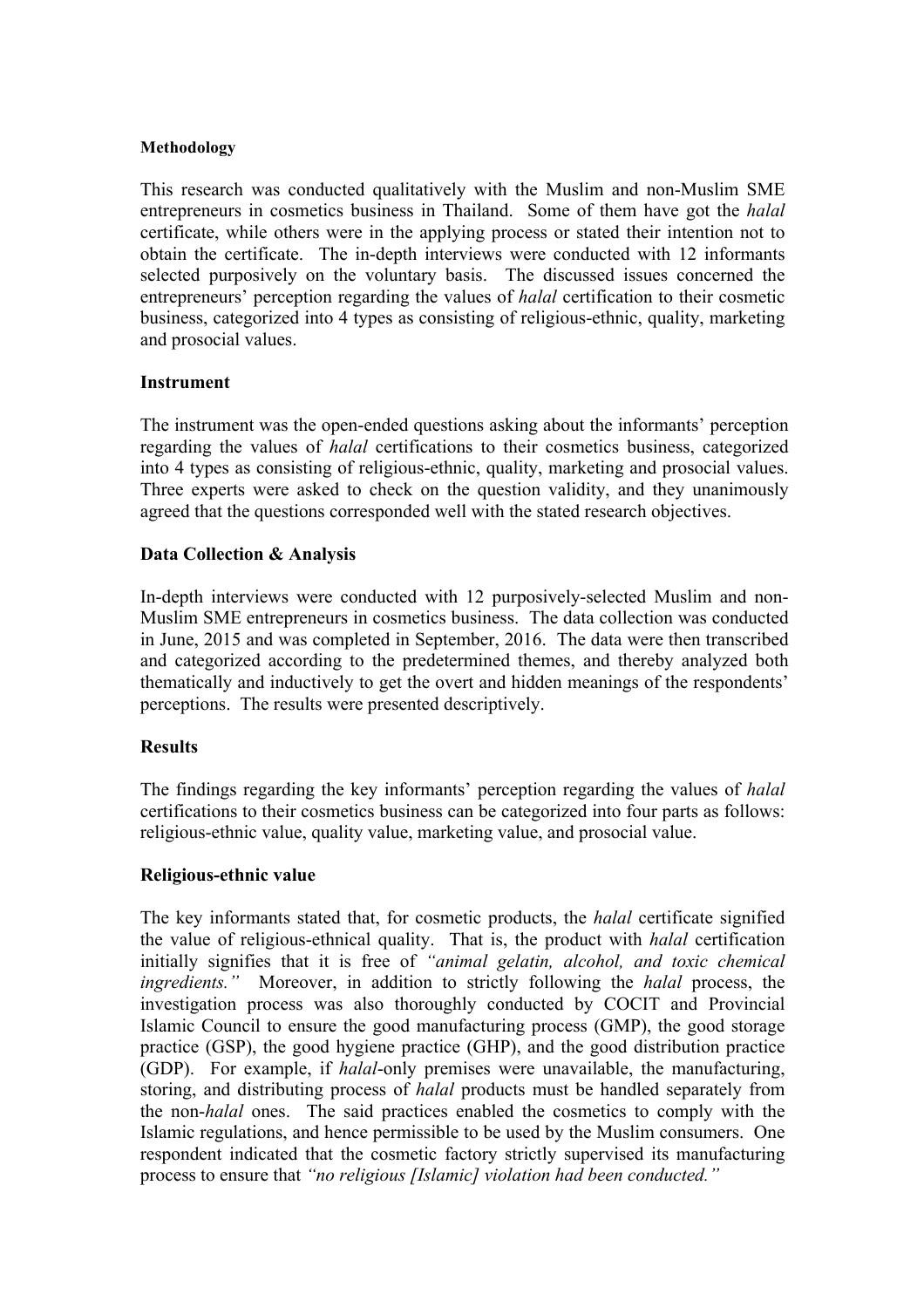**Methodology**

This research was conducted qualitatively with the Muslim and non-Muslim SME entrepreneurs in cosmetics business in Thailand. Some of them have got the *halal* certificate, while others were in the applying process or stated their intention not to obtain the certificate. The in-depth interviews were conducted with 12 informants selected purposively on the voluntary basis. The discussed issues concerned the entrepreneurs' perception regarding the values of *halal* certification to their cosmetic business, categorized into 4 types as consisting of religious-ethnic, quality, marketing and prosocial values.

**Instrument**

The instrument was the open-ended questions asking about the informants' perception regarding the values of *halal* certifications to their cosmetics business, categorized into 4 types as consisting of religious-ethnic, quality, marketing and prosocial values. Three experts were asked to check on the question validity, and they unanimously agreed that the questions corresponded well with the stated research objectives.

**Data Collection & Analysis**

In-depth interviews were conducted with 12 purposively-selected Muslim and non-Muslim SME entrepreneurs in cosmetics business. The data collection was conducted in June, 2015 and was completed in September, 2016. The data were then transcribed and categorized according to the predetermined themes, and thereby analyzed both thematically and inductively to get the overt and hidden meanings of the respondents' perceptions. The results were presented descriptively.

**Results**

The findings regarding the key informants' perception regarding the values of *halal* certifications to their cosmetics business can be categorized into four parts as follows: religious-ethnic value, quality value, marketing value, and prosocial value.

**Religious-ethnic value**

The key informants stated that, for cosmetic products, the *halal* certificate signified the value of religious-ethnical quality. That is, the product with *halal* certification initially signifies that it is free of *"animal gelatin, alcohol, and toxic chemical ingredients."* Moreover, in addition to strictly following the *halal* process, the investigation process was also thoroughly conducted by COCIT and Provincial Islamic Council to ensure the good manufacturing process (GMP), the good storage practice (GSP), the good hygiene practice (GHP), and the good distribution practice (GDP). For example, if *halal*-only premises were unavailable, the manufacturing, storing, and distributing process of *halal* products must be handled separately from the non-*halal* ones. The said practices enabled the cosmetics to comply with the Islamic regulations, and hence permissible to be used by the Muslim consumers. One respondent indicated that the cosmetic factory strictly supervised its manufacturing process to ensure that *"no religious [Islamic] violation had been conducted."*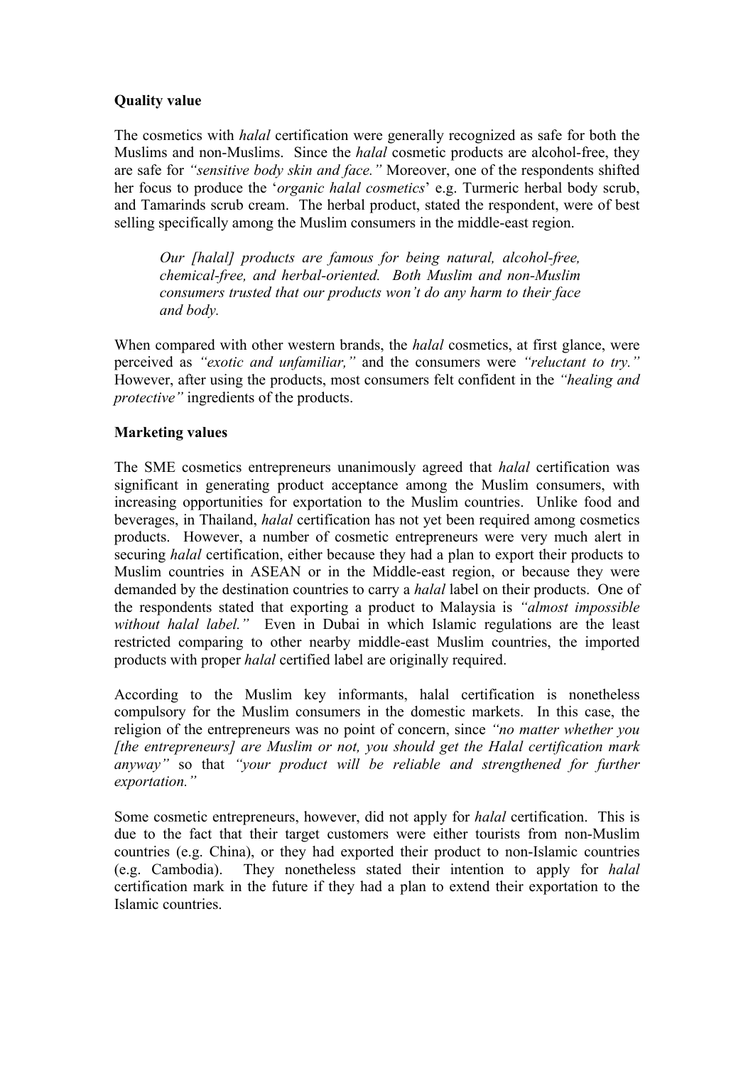**Quality value**

The cosmetics with *halal* certification were generally recognized as safe for both the Muslims and non-Muslims. Since the *halal* cosmetic products are alcohol-free, they are safe for *"sensitive body skin and face."* Moreover, one of the respondents shifted her focus to produce the '*organic halal cosmetics*' e.g. Turmeric herbal body scrub, and Tamarinds scrub cream. The herbal product, stated the respondent, were of best selling specifically among the Muslim consumers in the middle-east region.

> *Our [halal] products are famous for being natural, alcohol-free, chemical-free, and herbal-oriented. Both Muslim and non-Muslim consumers trusted that our products won't do any harm to their face and body.*

When compared with other western brands, the *halal* cosmetics, at first glance, were perceived as *"exotic and unfamiliar,"* and the consumers were *"reluctant to try."* However, after using the products, most consumers felt confident in the *"healing and protective"* ingredients of the products.

**Marketing values**

The SME cosmetics entrepreneurs unanimously agreed that *halal* certification was significant in generating product acceptance among the Muslim consumers, with increasing opportunities for exportation to the Muslim countries. Unlike food and beverages, in Thailand, *halal* certification has not yet been required among cosmetics products. However, a number of cosmetic entrepreneurs were very much alert in securing *halal* certification, either because they had a plan to export their products to Muslim countries in ASEAN or in the Middle-east region, or because they were demanded by the destination countries to carry a *halal* label on their products. One of the respondents stated that exporting a product to Malaysia is *"almost impossible without halal label."* Even in Dubai in which Islamic regulations are the least restricted comparing to other nearby middle-east Muslim countries, the imported products with proper *halal* certified label are originally required.

According to the Muslim key informants, halal certification is nonetheless compulsory for the Muslim consumers in the domestic markets. In this case, the religion of the entrepreneurs was no point of concern, since *"no matter whether you [the entrepreneurs] are Muslim or not, you should get the Halal certification mark anyway"* so that *"your product will be reliable and strengthened for further exportation."*

Some cosmetic entrepreneurs, however, did not apply for *halal* certification. This is due to the fact that their target customers were either tourists from non-Muslim countries (e.g. China), or they had exported their product to non-Islamic countries (e.g. Cambodia). They nonetheless stated their intention to apply for *halal* certification mark in the future if they had a plan to extend their exportation to the Islamic countries.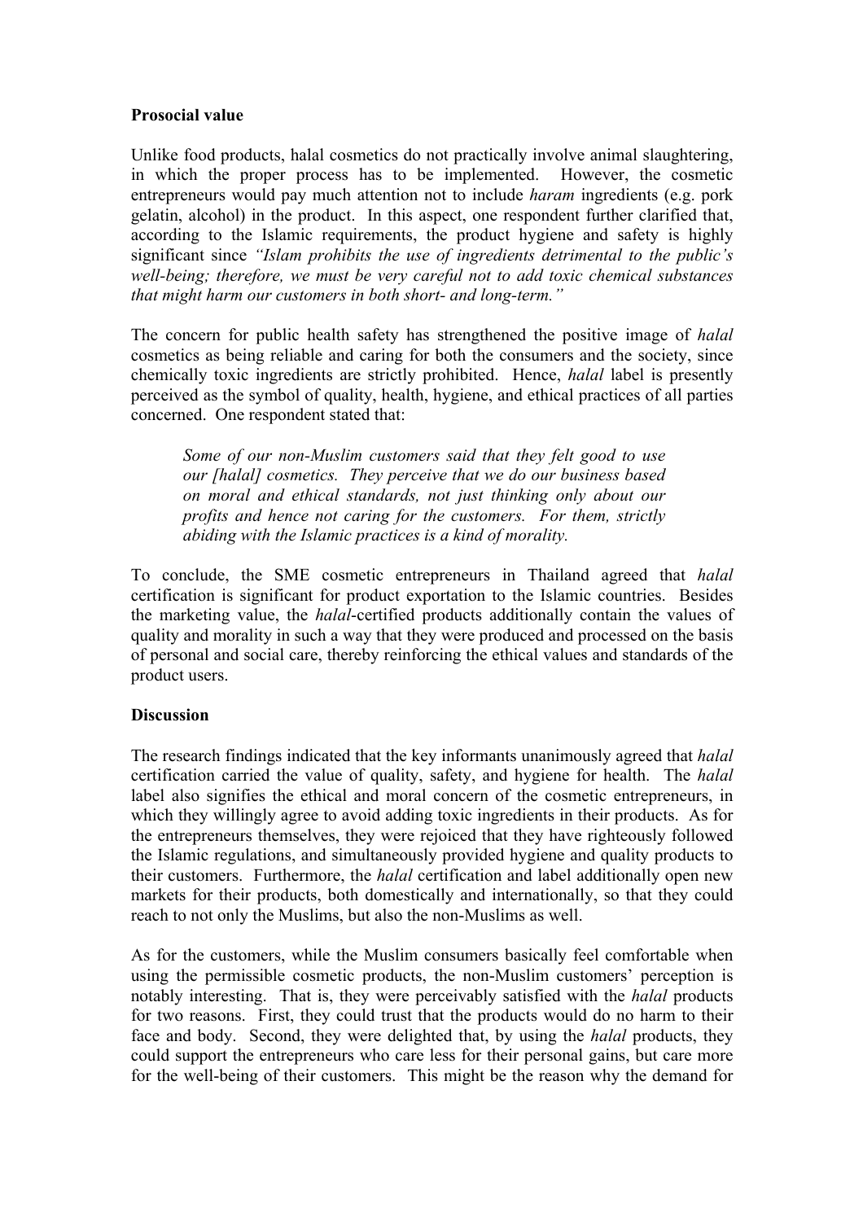**Prosocial value**

Unlike food products, halal cosmetics do not practically involve animal slaughtering, in which the proper process has to be implemented. However, the cosmetic entrepreneurs would pay much attention not to include *haram* ingredients (e.g. pork gelatin, alcohol) in the product. In this aspect, one respondent further clarified that, according to the Islamic requirements, the product hygiene and safety is highly significant since *"Islam prohibits the use of ingredients detrimental to the public's well-being; therefore, we must be very careful not to add toxic chemical substances that might harm our customers in both short- and long-term."*

The concern for public health safety has strengthened the positive image of *halal* cosmetics as being reliable and caring for both the consumers and the society, since chemically toxic ingredients are strictly prohibited. Hence, *halal* label is presently perceived as the symbol of quality, health, hygiene, and ethical practices of all parties concerned. One respondent stated that:

> *Some of our non-Muslim customers said that they felt good to use our [halal] cosmetics. They perceive that we do our business based on moral and ethical standards, not just thinking only about our profits and hence not caring for the customers. For them, strictly abiding with the Islamic practices is a kind of morality.*

To conclude, the SME cosmetic entrepreneurs in Thailand agreed that *halal* certification is significant for product exportation to the Islamic countries. Besides the marketing value, the *halal*-certified products additionally contain the values of quality and morality in such a way that they were produced and processed on the basis of personal and social care, thereby reinforcing the ethical values and standards of the product users.

**Discussion**

The research findings indicated that the key informants unanimously agreed that *halal* certification carried the value of quality, safety, and hygiene for health. The *halal* label also signifies the ethical and moral concern of the cosmetic entrepreneurs, in which they willingly agree to avoid adding toxic ingredients in their products. As for the entrepreneurs themselves, they were rejoiced that they have righteously followed the Islamic regulations, and simultaneously provided hygiene and quality products to their customers. Furthermore, the *halal* certification and label additionally open new markets for their products, both domestically and internationally, so that they could reach to not only the Muslims, but also the non-Muslims as well.

As for the customers, while the Muslim consumers basically feel comfortable when using the permissible cosmetic products, the non-Muslim customers' perception is notably interesting. That is, they were perceivably satisfied with the *halal* products for two reasons. First, they could trust that the products would do no harm to their face and body. Second, they were delighted that, by using the *halal* products, they could support the entrepreneurs who care less for their personal gains, but care more for the well-being of their customers. This might be the reason why the demand for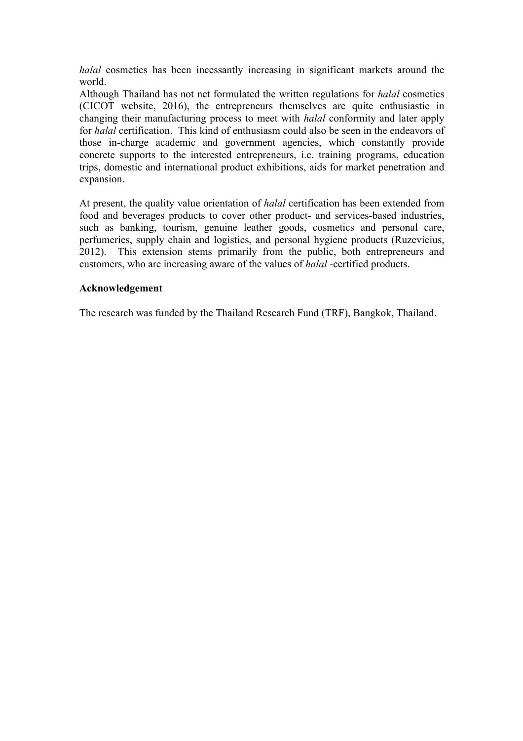*halal* cosmetics has been incessantly increasing in significant markets around the world.
Although Thailand has not net formulated the written regulations for *halal* cosmetics (CICOT website, 2016), the entrepreneurs themselves are quite enthusiastic in changing their manufacturing process to meet with *halal* conformity and later apply for *halal* certification. This kind of enthusiasm could also be seen in the endeavors of those in-charge academic and government agencies, which constantly provide concrete supports to the interested entrepreneurs, i.e. training programs, education trips, domestic and international product exhibitions, aids for market penetration and expansion.

At present, the quality value orientation of *halal* certification has been extended from food and beverages products to cover other product- and services-based industries, such as banking, tourism, genuine leather goods, cosmetics and personal care, perfumeries, supply chain and logistics, and personal hygiene products (Ruzevicius, 2012). This extension stems primarily from the public, both entrepreneurs and customers, who are increasing aware of the values of *halal* -certified products.

**Acknowledgement**

The research was funded by the Thailand Research Fund (TRF), Bangkok, Thailand.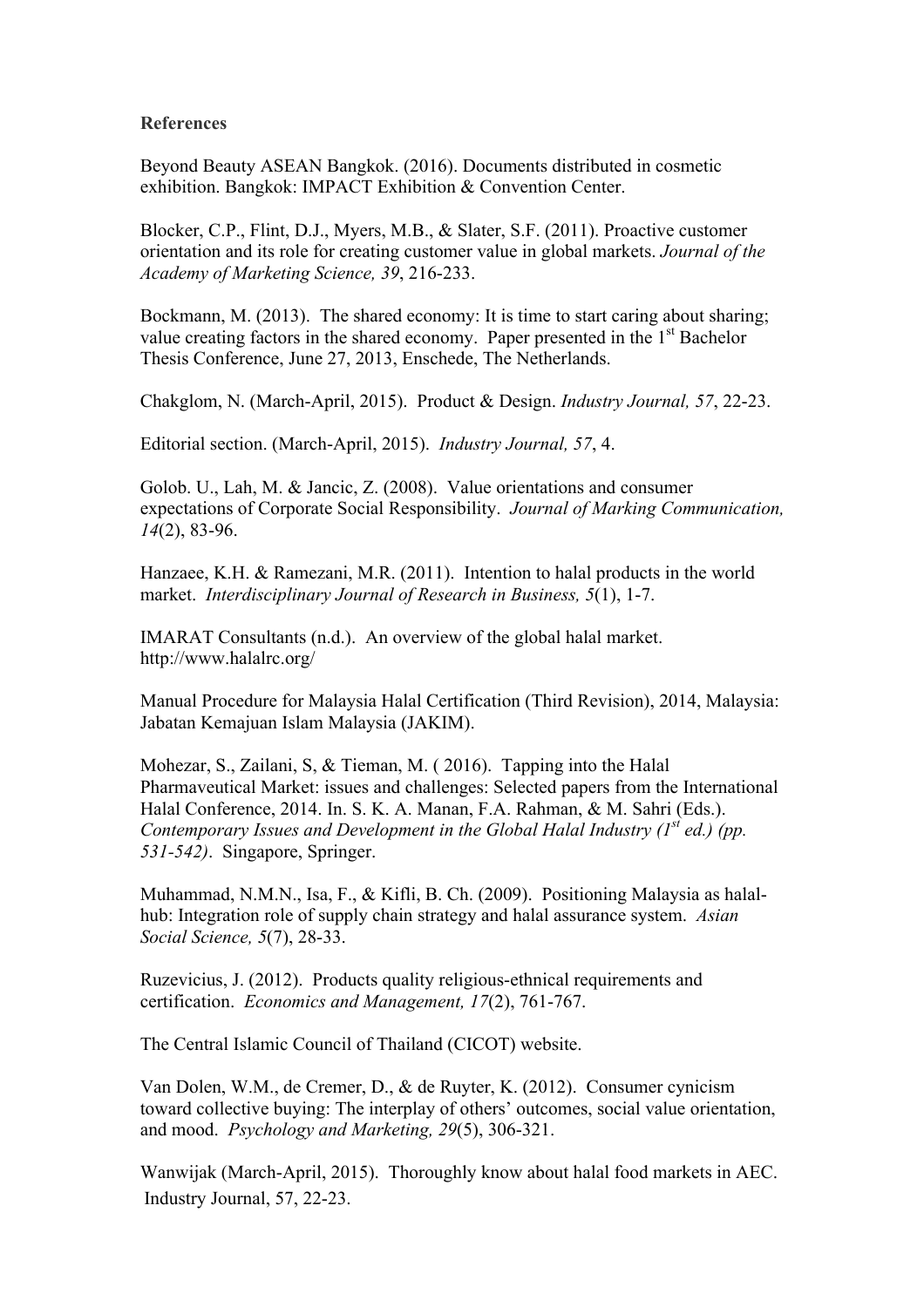**References**

Beyond Beauty ASEAN Bangkok. (2016). Documents distributed in cosmetic exhibition. Bangkok: IMPACT Exhibition & Convention Center.

Blocker, C.P., Flint, D.J., Myers, M.B., & Slater, S.F. (2011). Proactive customer orientation and its role for creating customer value in global markets. *Journal of the Academy of Marketing Science, 39*, 216-233.

Bockmann, M. (2013). The shared economy: It is time to start caring about sharing; value creating factors in the shared economy. Paper presented in the 1st Bachelor Thesis Conference, June 27, 2013, Enschede, The Netherlands.

Chakglom, N. (March-April, 2015). Product & Design. *Industry Journal, 57*, 22-23.

Editorial section. (March-April, 2015). *Industry Journal, 57*, 4.

Golob. U., Lah, M. & Jancic, Z. (2008). Value orientations and consumer expectations of Corporate Social Responsibility. *Journal of Marking Communication, 14*(2), 83-96.

Hanzaee, K.H. & Ramezani, M.R. (2011). Intention to halal products in the world market. *Interdisciplinary Journal of Research in Business, 5*(1), 1-7.

IMARAT Consultants (n.d.). An overview of the global halal market. http://www.halalrc.org/

Manual Procedure for Malaysia Halal Certification (Third Revision), 2014, Malaysia: Jabatan Kemajuan Islam Malaysia (JAKIM).

Mohezar, S., Zailani, S, & Tieman, M. ( 2016). Tapping into the Halal Pharmaveutical Market: issues and challenges: Selected papers from the International Halal Conference, 2014. In. S. K. A. Manan, F.A. Rahman, & M. Sahri (Eds.). *Contemporary Issues and Development in the Global Halal Industry (1st ed.) (pp. 531-542)*. Singapore, Springer.

Muhammad, N.M.N., Isa, F., & Kifli, B. Ch. (2009). Positioning Malaysia as halal-hub: Integration role of supply chain strategy and halal assurance system. *Asian Social Science, 5*(7), 28-33.

Ruzevicius, J. (2012). Products quality religious-ethnical requirements and certification. *Economics and Management, 17*(2), 761-767.

The Central Islamic Council of Thailand (CICOT) website.

Van Dolen, W.M., de Cremer, D., & de Ruyter, K. (2012). Consumer cynicism toward collective buying: The interplay of others' outcomes, social value orientation, and mood. *Psychology and Marketing, 29*(5), 306-321.

Wanwijak (March-April, 2015). Thoroughly know about halal food markets in AEC. Industry Journal, 57, 22-23.